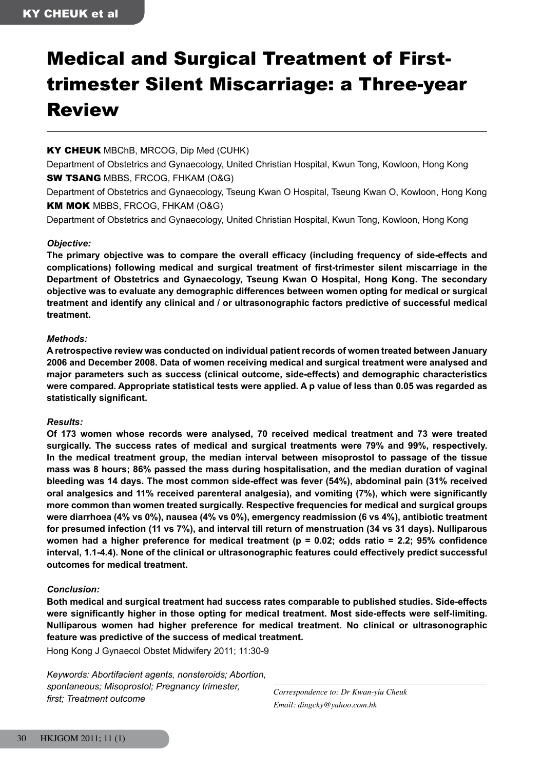# Medical and Surgical Treatment of First-trimester Silent Miscarriage: a Three-year Review

**KY CHEUK** MBChB, MRCOG, Dip Med (CUHK)

Department of Obstetrics and Gynaecology, United Christian Hospital, Kwun Tong, Kowloon, Hong Kong

**SW TSANG** MBBS, FRCOG, FHKAM (O&G)

Department of Obstetrics and Gynaecology, Tseung Kwan O Hospital, Tseung Kwan O, Kowloon, Hong Kong

**KM MOK** MBBS, FRCOG, FHKAM (O&G)

Department of Obstetrics and Gynaecology, United Christian Hospital, Kwun Tong, Kowloon, Hong Kong

***Objective:***

**The primary objective was to compare the overall efficacy (including frequency of side-effects and complications) following medical and surgical treatment of first-trimester silent miscarriage in the Department of Obstetrics and Gynaecology, Tseung Kwan O Hospital, Hong Kong. The secondary objective was to evaluate any demographic differences between women opting for medical or surgical treatment and identify any clinical and / or ultrasonographic factors predictive of successful medical treatment.**

***Methods:***

**A retrospective review was conducted on individual patient records of women treated between January 2006 and December 2008. Data of women receiving medical and surgical treatment were analysed and major parameters such as success (clinical outcome, side-effects) and demographic characteristics were compared. Appropriate statistical tests were applied. A p value of less than 0.05 was regarded as statistically significant.**

***Results:***

**Of 173 women whose records were analysed, 70 received medical treatment and 73 were treated surgically. The success rates of medical and surgical treatments were 79% and 99%, respectively. In the medical treatment group, the median interval between misoprostol to passage of the tissue mass was 8 hours; 86% passed the mass during hospitalisation, and the median duration of vaginal bleeding was 14 days. The most common side-effect was fever (54%), abdominal pain (31% received oral analgesics and 11% received parenteral analgesia), and vomiting (7%), which were significantly more common than women treated surgically. Respective frequencies for medical and surgical groups were diarrhoea (4% vs 0%), nausea (4% vs 0%), emergency readmission (6 vs 4%), antibiotic treatment for presumed infection (11 vs 7%), and interval till return of menstruation (34 vs 31 days). Nulliparous women had a higher preference for medical treatment (p = 0.02; odds ratio = 2.2; 95% confidence interval, 1.1-4.4). None of the clinical or ultrasonographic features could effectively predict successful outcomes for medical treatment.**

***Conclusion:***

**Both medical and surgical treatment had success rates comparable to published studies. Side-effects were significantly higher in those opting for medical treatment. Most side-effects were self-limiting. Nulliparous women had higher preference for medical treatment. No clinical or ultrasonographic feature was predictive of the success of medical treatment.**

Hong Kong J Gynaecol Obstet Midwifery 2011; 11:30-9

*Keywords: Abortifacient agents, nonsteroids; Abortion, spontaneous; Misoprostol; Pregnancy trimester, first; Treatment outcome*

*Correspondence to: Dr Kwan-yiu Cheuk*
*Email: dingcky@yahoo.com.hk*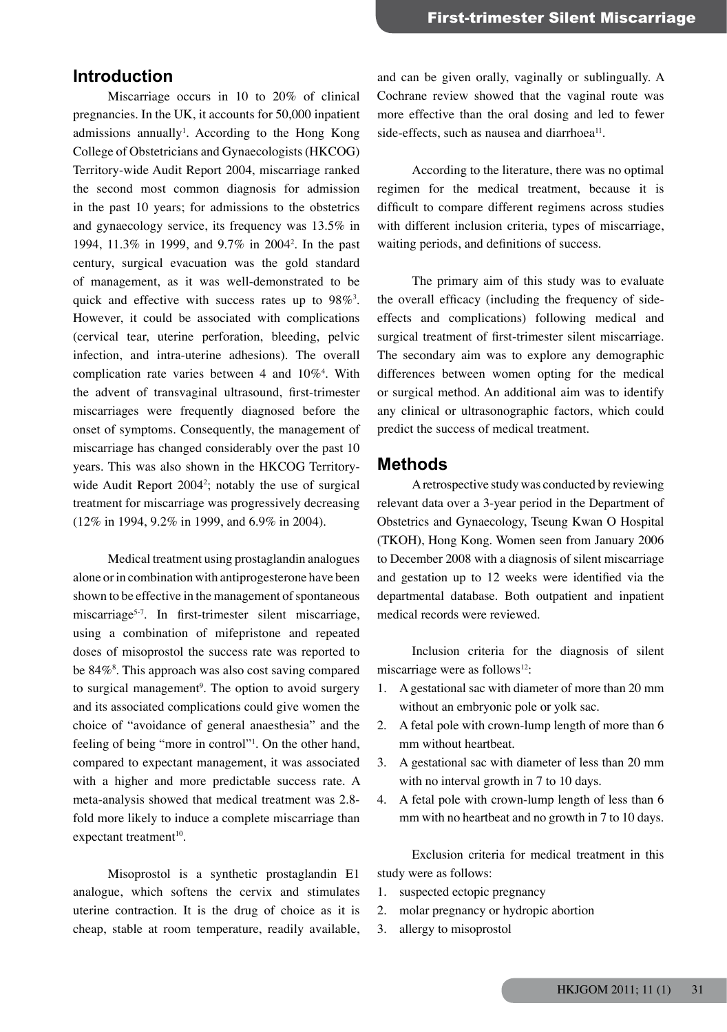## Introduction

Miscarriage occurs in 10 to 20% of clinical pregnancies. In the UK, it accounts for 50,000 inpatient admissions annually[1]. According to the Hong Kong College of Obstetricians and Gynaecologists (HKCOG) Territory-wide Audit Report 2004, miscarriage ranked the second most common diagnosis for admission in the past 10 years; for admissions to the obstetrics and gynaecology service, its frequency was 13.5% in 1994, 11.3% in 1999, and 9.7% in 2004[2]. In the past century, surgical evacuation was the gold standard of management, as it was well-demonstrated to be quick and effective with success rates up to 98%[3]. However, it could be associated with complications (cervical tear, uterine perforation, bleeding, pelvic infection, and intra-uterine adhesions). The overall complication rate varies between 4 and 10%[4]. With the advent of transvaginal ultrasound, first-trimester miscarriages were frequently diagnosed before the onset of symptoms. Consequently, the management of miscarriage has changed considerably over the past 10 years. This was also shown in the HKCOG Territory-wide Audit Report 2004[2]; notably the use of surgical treatment for miscarriage was progressively decreasing (12% in 1994, 9.2% in 1999, and 6.9% in 2004).

Medical treatment using prostaglandin analogues alone or in combination with antiprogesterone have been shown to be effective in the management of spontaneous miscarriage[5-7]. In first-trimester silent miscarriage, using a combination of mifepristone and repeated doses of misoprostol the success rate was reported to be 84%[8]. This approach was also cost saving compared to surgical management[9]. The option to avoid surgery and its associated complications could give women the choice of "avoidance of general anaesthesia" and the feeling of being "more in control"[1]. On the other hand, compared to expectant management, it was associated with a higher and more predictable success rate. A meta-analysis showed that medical treatment was 2.8-fold more likely to induce a complete miscarriage than expectant treatment[10].

Misoprostol is a synthetic prostaglandin E1 analogue, which softens the cervix and stimulates uterine contraction. It is the drug of choice as it is cheap, stable at room temperature, readily available, and can be given orally, vaginally or sublingually. A Cochrane review showed that the vaginal route was more effective than the oral dosing and led to fewer side-effects, such as nausea and diarrhoea[11].

According to the literature, there was no optimal regimen for the medical treatment, because it is difficult to compare different regimens across studies with different inclusion criteria, types of miscarriage, waiting periods, and definitions of success.

The primary aim of this study was to evaluate the overall efficacy (including the frequency of side-effects and complications) following medical and surgical treatment of first-trimester silent miscarriage. The secondary aim was to explore any demographic differences between women opting for the medical or surgical method. An additional aim was to identify any clinical or ultrasonographic factors, which could predict the success of medical treatment.

## Methods

A retrospective study was conducted by reviewing relevant data over a 3-year period in the Department of Obstetrics and Gynaecology, Tseung Kwan O Hospital (TKOH), Hong Kong. Women seen from January 2006 to December 2008 with a diagnosis of silent miscarriage and gestation up to 12 weeks were identified via the departmental database. Both outpatient and inpatient medical records were reviewed.

Inclusion criteria for the diagnosis of silent miscarriage were as follows[12]:

1. A gestational sac with diameter of more than 20 mm without an embryonic pole or yolk sac.
2. A fetal pole with crown-lump length of more than 6 mm without heartbeat.
3. A gestational sac with diameter of less than 20 mm with no interval growth in 7 to 10 days.
4. A fetal pole with crown-lump length of less than 6 mm with no heartbeat and no growth in 7 to 10 days.

Exclusion criteria for medical treatment in this study were as follows:

1. suspected ectopic pregnancy
2. molar pregnancy or hydropic abortion
3. allergy to misoprostol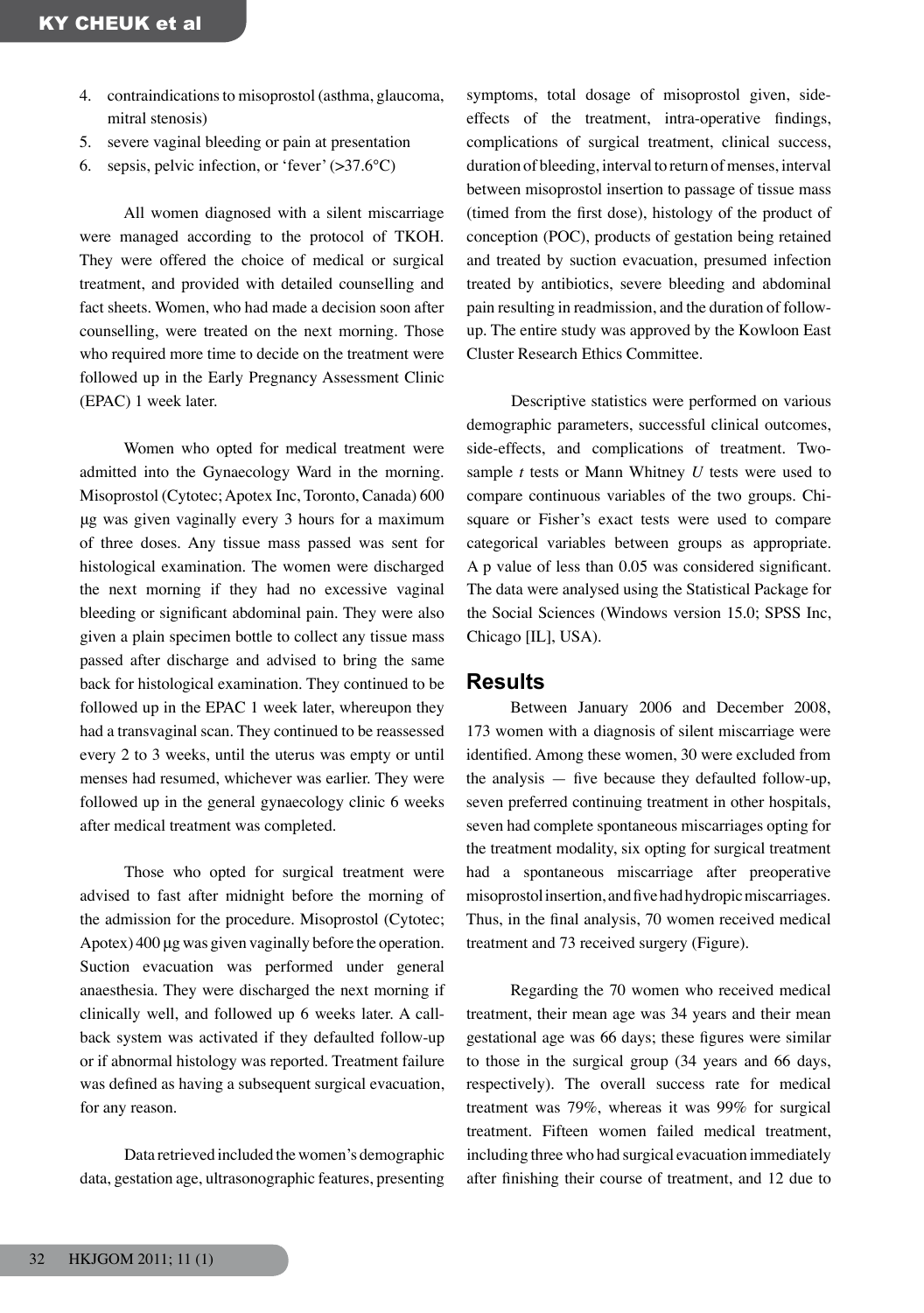4. contraindications to misoprostol (asthma, glaucoma, mitral stenosis)
5. severe vaginal bleeding or pain at presentation
6. sepsis, pelvic infection, or 'fever' (>37.6°C)

All women diagnosed with a silent miscarriage were managed according to the protocol of TKOH. They were offered the choice of medical or surgical treatment, and provided with detailed counselling and fact sheets. Women, who had made a decision soon after counselling, were treated on the next morning. Those who required more time to decide on the treatment were followed up in the Early Pregnancy Assessment Clinic (EPAC) 1 week later.

Women who opted for medical treatment were admitted into the Gynaecology Ward in the morning. Misoprostol (Cytotec; Apotex Inc, Toronto, Canada) 600 µg was given vaginally every 3 hours for a maximum of three doses. Any tissue mass passed was sent for histological examination. The women were discharged the next morning if they had no excessive vaginal bleeding or significant abdominal pain. They were also given a plain specimen bottle to collect any tissue mass passed after discharge and advised to bring the same back for histological examination. They continued to be followed up in the EPAC 1 week later, whereupon they had a transvaginal scan. They continued to be reassessed every 2 to 3 weeks, until the uterus was empty or until menses had resumed, whichever was earlier. They were followed up in the general gynaecology clinic 6 weeks after medical treatment was completed.

Those who opted for surgical treatment were advised to fast after midnight before the morning of the admission for the procedure. Misoprostol (Cytotec; Apotex) 400 µg was given vaginally before the operation. Suction evacuation was performed under general anaesthesia. They were discharged the next morning if clinically well, and followed up 6 weeks later. A call-back system was activated if they defaulted follow-up or if abnormal histology was reported. Treatment failure was defined as having a subsequent surgical evacuation, for any reason.

Data retrieved included the women's demographic data, gestation age, ultrasonographic features, presenting symptoms, total dosage of misoprostol given, side-effects of the treatment, intra-operative findings, complications of surgical treatment, clinical success, duration of bleeding, interval to return of menses, interval between misoprostol insertion to passage of tissue mass (timed from the first dose), histology of the product of conception (POC), products of gestation being retained and treated by suction evacuation, presumed infection treated by antibiotics, severe bleeding and abdominal pain resulting in readmission, and the duration of follow-up. The entire study was approved by the Kowloon East Cluster Research Ethics Committee.

Descriptive statistics were performed on various demographic parameters, successful clinical outcomes, side-effects, and complications of treatment. Two-sample *t* tests or Mann Whitney *U* tests were used to compare continuous variables of the two groups. Chi-square or Fisher's exact tests were used to compare categorical variables between groups as appropriate. A p value of less than 0.05 was considered significant. The data were analysed using the Statistical Package for the Social Sciences (Windows version 15.0; SPSS Inc, Chicago [IL], USA).

## Results

Between January 2006 and December 2008, 173 women with a diagnosis of silent miscarriage were identified. Among these women, 30 were excluded from the analysis — five because they defaulted follow-up, seven preferred continuing treatment in other hospitals, seven had complete spontaneous miscarriages opting for the treatment modality, six opting for surgical treatment had a spontaneous miscarriage after preoperative misoprostol insertion, and five had hydropic miscarriages. Thus, in the final analysis, 70 women received medical treatment and 73 received surgery (Figure).

Regarding the 70 women who received medical treatment, their mean age was 34 years and their mean gestational age was 66 days; these figures were similar to those in the surgical group (34 years and 66 days, respectively). The overall success rate for medical treatment was 79%, whereas it was 99% for surgical treatment. Fifteen women failed medical treatment, including three who had surgical evacuation immediately after finishing their course of treatment, and 12 due to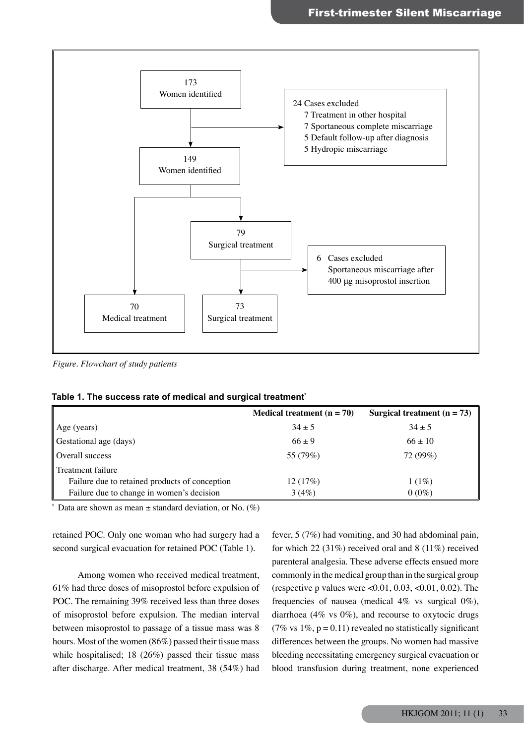173
Women identified

24 Cases excluded
7 Treatment in other hospital
7 Sportaneous complete miscarriage
5 Default follow-up after diagnosis
5 Hydropic miscarriage

149
Women identified

79
Surgical treatment

6 Cases excluded
Spontaneous miscarriage after 400 μg misoprostol insertion

70
Medical treatment

73
Surgical treatment

*Figure. Flowchart of study patients*

**Table 1. The success rate of medical and surgical treatment***

| | Medical treatment (n = 70) | Surgical treatment (n = 73) |
|---|---|---|
| Age (years) | 34 ± 5 | 34 ± 5 |
| Gestational age (days) | 66 ± 9 | 66 ± 10 |
| Overall success | 55 (79%) | 72 (99%) |
| Treatment failure | | |
| Failure due to retained products of conception | 12 (17%) | 1 (1%) |
| Failure due to change in women's decision | 3 (4%) | 0 (0%) |

\* Data are shown as mean ± standard deviation, or No. (%)

retained POC. Only one woman who had surgery had a second surgical evacuation for retained POC (Table 1).

Among women who received medical treatment, 61% had three doses of misoprostol before expulsion of POC. The remaining 39% received less than three doses of misoprostol before expulsion. The median interval between misoprostol to passage of a tissue mass was 8 hours. Most of the women (86%) passed their tissue mass while hospitalised; 18 (26%) passed their tissue mass after discharge. After medical treatment, 38 (54%) had fever, 5 (7%) had vomiting, and 30 had abdominal pain, for which 22 (31%) received oral and 8 (11%) received parenteral analgesia. These adverse effects ensued more commonly in the medical group than in the surgical group (respective p values were $<0.01$, 0.03, $<0.01$, 0.02). The frequencies of nausea (medical 4% vs surgical 0%), diarrhoea (4% vs 0%), and recourse to oxytocic drugs (7% vs 1%, $p = 0.11$) revealed no statistically significant differences between the groups. No women had massive bleeding necessitating emergency surgical evacuation or blood transfusion during treatment, none experienced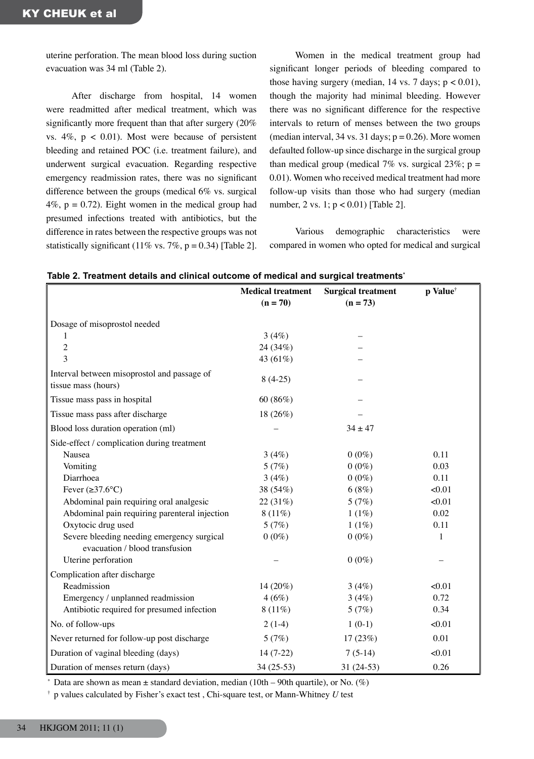uterine perforation. The mean blood loss during suction evacuation was 34 ml (Table 2).

After discharge from hospital, 14 women were readmitted after medical treatment, which was significantly more frequent than that after surgery (20% vs. 4%, $p < 0.01$). Most were because of persistent bleeding and retained POC (i.e. treatment failure), and underwent surgical evacuation. Regarding respective emergency readmission rates, there was no significant difference between the groups (medical 6% vs. surgical 4%, $p = 0.72$). Eight women in the medical group had presumed infections treated with antibiotics, but the difference in rates between the respective groups was not statistically significant (11% vs. 7%, $p = 0.34$) [Table 2].

Women in the medical treatment group had significant longer periods of bleeding compared to those having surgery (median, 14 vs. 7 days; $p < 0.01$), though the majority had minimal bleeding. However there was no significant difference for the respective intervals to return of menses between the two groups (median interval, 34 vs. 31 days; $p = 0.26$). More women defaulted follow-up since discharge in the surgical group than medical group (medical 7% vs. surgical 23%; $p = 0.01$). Women who received medical treatment had more follow-up visits than those who had surgery (median number, 2 vs. 1; $p < 0.01$) [Table 2].

Various demographic characteristics were compared in women who opted for medical and surgical

**Table 2. Treatment details and clinical outcome of medical and surgical treatments***

| | Medical treatment (n = 70) | Surgical treatment (n = 73) | p Value† |
|---|---|---|---|
| Dosage of misoprostol needed | | | |
| 1 | 3 (4%) | – | |
| 2 | 24 (34%) | – | |
| 3 | 43 (61%) | – | |
| Interval between misoprostol and passage of tissue mass (hours) | 8 (4-25) | – | |
| Tissue mass pass in hospital | 60 (86%) | – | |
| Tissue mass pass after discharge | 18 (26%) | – | |
| Blood loss duration operation (ml) | – | 34 ± 47 | |
| Side-effect / complication during treatment | | | |
| Nausea | 3 (4%) | 0 (0%) | 0.11 |
| Vomiting | 5 (7%) | 0 (0%) | 0.03 |
| Diarrhoea | 3 (4%) | 0 (0%) | 0.11 |
| Fever (≥37.6°C) | 38 (54%) | 6 (8%) | <0.01 |
| Abdominal pain requiring oral analgesic | 22 (31%) | 5 (7%) | <0.01 |
| Abdominal pain requiring parenteral injection | 8 (11%) | 1 (1%) | 0.02 |
| Oxytocic drug used | 5 (7%) | 1 (1%) | 0.11 |
| Severe bleeding needing emergency surgical evacuation / blood transfusion | 0 (0%) | 0 (0%) | 1 |
| Uterine perforation | – | 0 (0%) | – |
| Complication after discharge | | | |
| Readmission | 14 (20%) | 3 (4%) | <0.01 |
| Emergency / unplanned readmission | 4 (6%) | 3 (4%) | 0.72 |
| Antibiotic required for presumed infection | 8 (11%) | 5 (7%) | 0.34 |
| No. of follow-ups | 2 (1-4) | 1 (0-1) | <0.01 |
| Never returned for follow-up post discharge | 5 (7%) | 17 (23%) | 0.01 |
| Duration of vaginal bleeding (days) | 14 (7-22) | 7 (5-14) | <0.01 |
| Duration of menses return (days) | 34 (25-53) | 31 (24-53) | 0.26 |

\* Data are shown as mean ± standard deviation, median (10th – 90th quartile), or No. (%)

† p values calculated by Fisher's exact test , Chi-square test, or Mann-Whitney *U* test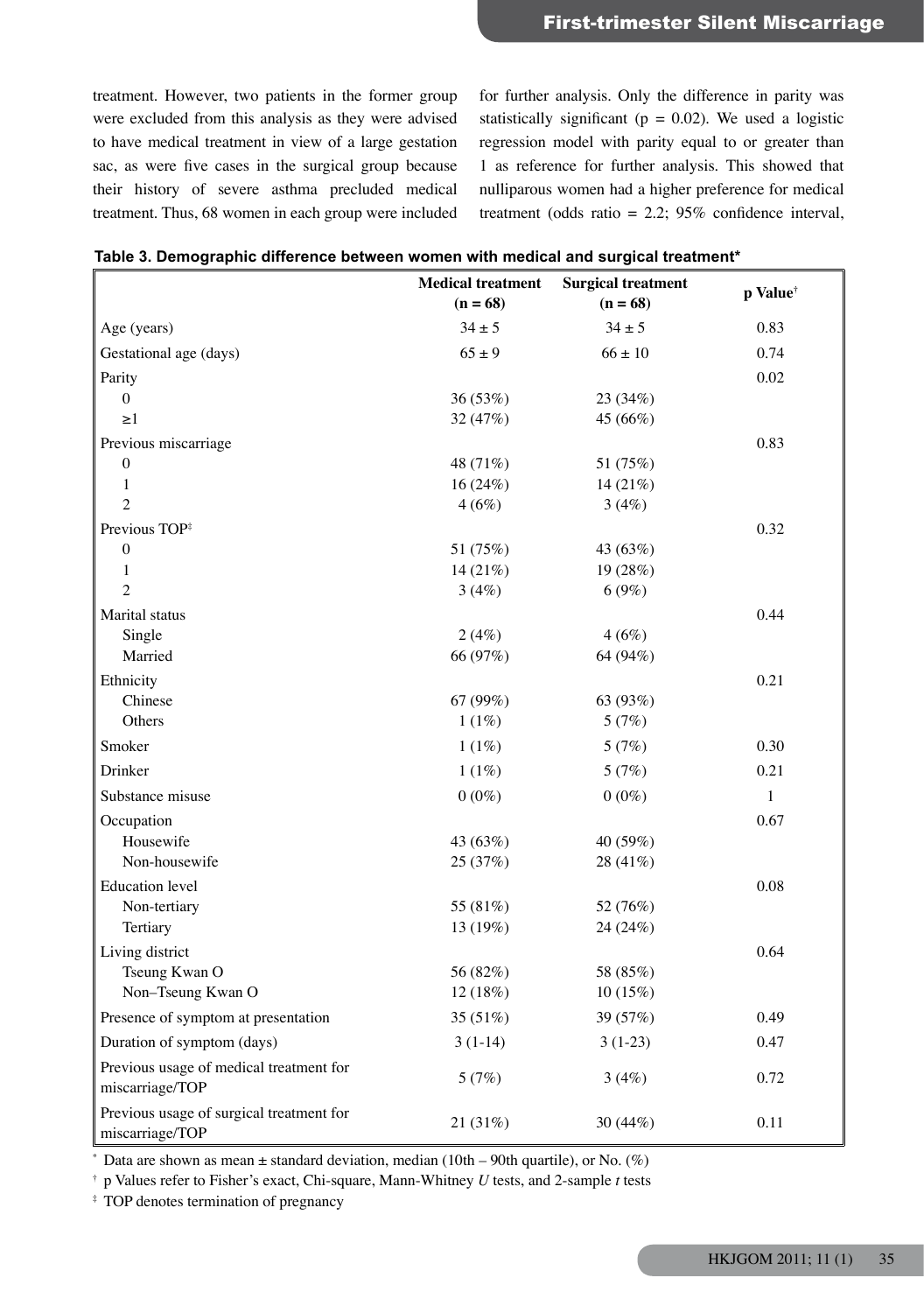treatment. However, two patients in the former group were excluded from this analysis as they were advised to have medical treatment in view of a large gestation sac, as were five cases in the surgical group because their history of severe asthma precluded medical treatment. Thus, 68 women in each group were included for further analysis. Only the difference in parity was statistically significant ($p = 0.02$). We used a logistic regression model with parity equal to or greater than 1 as reference for further analysis. This showed that nulliparous women had a higher preference for medical treatment (odds ratio = 2.2; 95% confidence interval,

**Table 3. Demographic difference between women with medical and surgical treatment***

| | Medical treatment (n = 68) | Surgical treatment (n = 68) | p Value† |
|---|---|---|---|
| Age (years) | 34 ± 5 | 34 ± 5 | 0.83 |
| Gestational age (days) | 65 ± 9 | 66 ± 10 | 0.74 |
| Parity | | | 0.02 |
| 0 | 36 (53%) | 23 (34%) | |
| ≥1 | 32 (47%) | 45 (66%) | |
| Previous miscarriage | | | 0.83 |
| 0 | 48 (71%) | 51 (75%) | |
| 1 | 16 (24%) | 14 (21%) | |
| 2 | 4 (6%) | 3 (4%) | |
| Previous TOP‡ | | | 0.32 |
| 0 | 51 (75%) | 43 (63%) | |
| 1 | 14 (21%) | 19 (28%) | |
| 2 | 3 (4%) | 6 (9%) | |
| Marital status | | | 0.44 |
| Single | 2 (4%) | 4 (6%) | |
| Married | 66 (97%) | 64 (94%) | |
| Ethnicity | | | 0.21 |
| Chinese | 67 (99%) | 63 (93%) | |
| Others | 1 (1%) | 5 (7%) | |
| Smoker | 1 (1%) | 5 (7%) | 0.30 |
| Drinker | 1 (1%) | 5 (7%) | 0.21 |
| Substance misuse | 0 (0%) | 0 (0%) | 1 |
| Occupation | | | 0.67 |
| Housewife | 43 (63%) | 40 (59%) | |
| Non-housewife | 25 (37%) | 28 (41%) | |
| Education level | | | 0.08 |
| Non-tertiary | 55 (81%) | 52 (76%) | |
| Tertiary | 13 (19%) | 24 (24%) | |
| Living district | | | 0.64 |
| Tseung Kwan O | 56 (82%) | 58 (85%) | |
| Non–Tseung Kwan O | 12 (18%) | 10 (15%) | |
| Presence of symptom at presentation | 35 (51%) | 39 (57%) | 0.49 |
| Duration of symptom (days) | 3 (1-14) | 3 (1-23) | 0.47 |
| Previous usage of medical treatment for miscarriage/TOP | 5 (7%) | 3 (4%) | 0.72 |
| Previous usage of surgical treatment for miscarriage/TOP | 21 (31%) | 30 (44%) | 0.11 |

\* Data are shown as mean ± standard deviation, median (10th – 90th quartile), or No. (%)

† p Values refer to Fisher's exact, Chi-square, Mann-Whitney *U* tests, and 2-sample *t* tests

‡ TOP denotes termination of pregnancy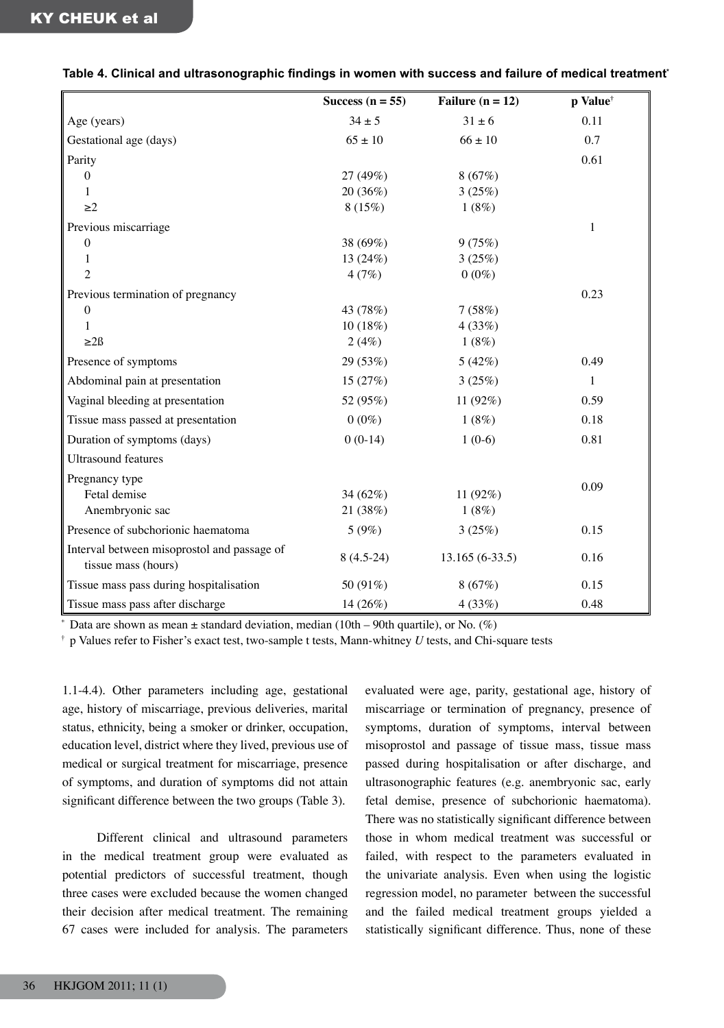**Table 4. Clinical and ultrasonographic findings in women with success and failure of medical treatment***

| | Success (n = 55) | Failure (n = 12) | p Value† |
|---|---|---|---|
| Age (years) | 34 ± 5 | 31 ± 6 | 0.11 |
| Gestational age (days) | 65 ± 10 | 66 ± 10 | 0.7 |
| Parity | | | 0.61 |
| 0 | 27 (49%) | 8 (67%) | |
| 1 | 20 (36%) | 3 (25%) | |
| ≥2 | 8 (15%) | 1 (8%) | |
| Previous miscarriage | | | 1 |
| 0 | 38 (69%) | 9 (75%) | |
| 1 | 13 (24%) | 3 (25%) | |
| 2 | 4 (7%) | 0 (0%) | |
| Previous termination of pregnancy | | | 0.23 |
| 0 | 43 (78%) | 7 (58%) | |
| 1 | 10 (18%) | 4 (33%) | |
| ≥2ß | 2 (4%) | 1 (8%) | |
| Presence of symptoms | 29 (53%) | 5 (42%) | 0.49 |
| Abdominal pain at presentation | 15 (27%) | 3 (25%) | 1 |
| Vaginal bleeding at presentation | 52 (95%) | 11 (92%) | 0.59 |
| Tissue mass passed at presentation | 0 (0%) | 1 (8%) | 0.18 |
| Duration of symptoms (days) | 0 (0-14) | 1 (0-6) | 0.81 |
| Ultrasound features | | | |
| Pregnancy type | | | 0.09 |
| Fetal demise | 34 (62%) | 11 (92%) | |
| Anembryonic sac | 21 (38%) | 1 (8%) | |
| Presence of subchorionic haematoma | 5 (9%) | 3 (25%) | 0.15 |
| Interval between misoprostol and passage of tissue mass (hours) | 8 (4.5-24) | 13.165 (6-33.5) | 0.16 |
| Tissue mass pass during hospitalisation | 50 (91%) | 8 (67%) | 0.15 |
| Tissue mass pass after discharge | 14 (26%) | 4 (33%) | 0.48 |

\* Data are shown as mean ± standard deviation, median (10th – 90th quartile), or No. (%)

† p Values refer to Fisher's exact test, two-sample t tests, Mann-whitney *U* tests, and Chi-square tests

1.1-4.4). Other parameters including age, gestational age, history of miscarriage, previous deliveries, marital status, ethnicity, being a smoker or drinker, occupation, education level, district where they lived, previous use of medical or surgical treatment for miscarriage, presence of symptoms, and duration of symptoms did not attain significant difference between the two groups (Table 3).

Different clinical and ultrasound parameters in the medical treatment group were evaluated as potential predictors of successful treatment, though three cases were excluded because the women changed their decision after medical treatment. The remaining 67 cases were included for analysis. The parameters evaluated were age, parity, gestational age, history of miscarriage or termination of pregnancy, presence of symptoms, duration of symptoms, interval between misoprostol and passage of tissue mass, tissue mass passed during hospitalisation or after discharge, and ultrasonographic features (e.g. anembryonic sac, early fetal demise, presence of subchorionic haematoma). There was no statistically significant difference between those in whom medical treatment was successful or failed, with respect to the parameters evaluated in the univariate analysis. Even when using the logistic regression model, no parameter between the successful and the failed medical treatment groups yielded a statistically significant difference. Thus, none of these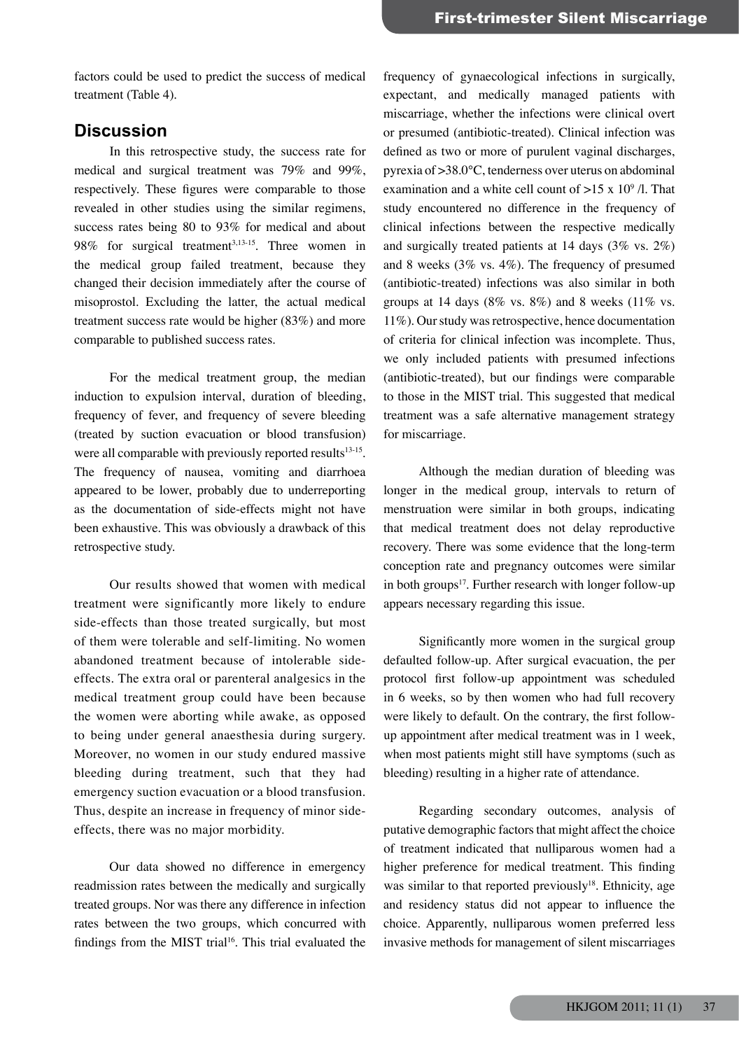factors could be used to predict the success of medical treatment (Table 4).

## Discussion

In this retrospective study, the success rate for medical and surgical treatment was 79% and 99%, respectively. These figures were comparable to those revealed in other studies using the similar regimens, success rates being 80 to 93% for medical and about 98% for surgical treatment[3,13-15]. Three women in the medical group failed treatment, because they changed their decision immediately after the course of misoprostol. Excluding the latter, the actual medical treatment success rate would be higher (83%) and more comparable to published success rates.

For the medical treatment group, the median induction to expulsion interval, duration of bleeding, frequency of fever, and frequency of severe bleeding (treated by suction evacuation or blood transfusion) were all comparable with previously reported results[13-15]. The frequency of nausea, vomiting and diarrhoea appeared to be lower, probably due to underreporting as the documentation of side-effects might not have been exhaustive. This was obviously a drawback of this retrospective study.

Our results showed that women with medical treatment were significantly more likely to endure side-effects than those treated surgically, but most of them were tolerable and self-limiting. No women abandoned treatment because of intolerable side-effects. The extra oral or parenteral analgesics in the medical treatment group could have been because the women were aborting while awake, as opposed to being under general anaesthesia during surgery. Moreover, no women in our study endured massive bleeding during treatment, such that they had emergency suction evacuation or a blood transfusion. Thus, despite an increase in frequency of minor side-effects, there was no major morbidity.

Our data showed no difference in emergency readmission rates between the medically and surgically treated groups. Nor was there any difference in infection rates between the two groups, which concurred with findings from the MIST trial[16]. This trial evaluated the frequency of gynaecological infections in surgically, expectant, and medically managed patients with miscarriage, whether the infections were clinical overt or presumed (antibiotic-treated). Clinical infection was defined as two or more of purulent vaginal discharges, pyrexia of >38.0°C, tenderness over uterus on abdominal examination and a white cell count of $>15 \times 10^9$ /l. That study encountered no difference in the frequency of clinical infections between the respective medically and surgically treated patients at 14 days (3% vs. 2%) and 8 weeks (3% vs. 4%). The frequency of presumed (antibiotic-treated) infections was also similar in both groups at 14 days (8% vs. 8%) and 8 weeks (11% vs. 11%). Our study was retrospective, hence documentation of criteria for clinical infection was incomplete. Thus, we only included patients with presumed infections (antibiotic-treated), but our findings were comparable to those in the MIST trial. This suggested that medical treatment was a safe alternative management strategy for miscarriage.

Although the median duration of bleeding was longer in the medical group, intervals to return of menstruation were similar in both groups, indicating that medical treatment does not delay reproductive recovery. There was some evidence that the long-term conception rate and pregnancy outcomes were similar in both groups[17]. Further research with longer follow-up appears necessary regarding this issue.

Significantly more women in the surgical group defaulted follow-up. After surgical evacuation, the per protocol first follow-up appointment was scheduled in 6 weeks, so by then women who had full recovery were likely to default. On the contrary, the first follow-up appointment after medical treatment was in 1 week, when most patients might still have symptoms (such as bleeding) resulting in a higher rate of attendance.

Regarding secondary outcomes, analysis of putative demographic factors that might affect the choice of treatment indicated that nulliparous women had a higher preference for medical treatment. This finding was similar to that reported previously[18]. Ethnicity, age and residency status did not appear to influence the choice. Apparently, nulliparous women preferred less invasive methods for management of silent miscarriages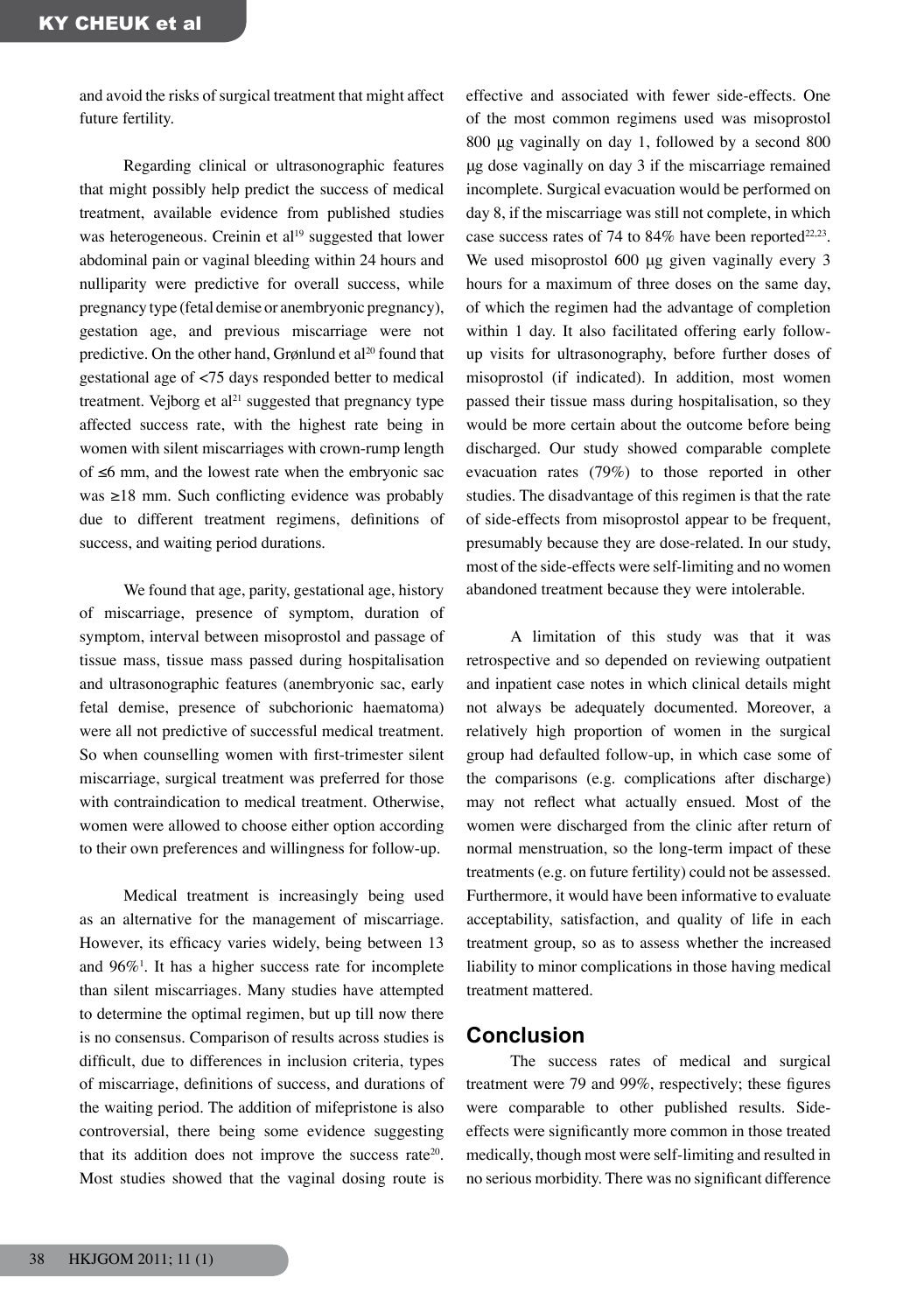and avoid the risks of surgical treatment that might affect future fertility.

Regarding clinical or ultrasonographic features that might possibly help predict the success of medical treatment, available evidence from published studies was heterogeneous. Creinin et al[19] suggested that lower abdominal pain or vaginal bleeding within 24 hours and nulliparity were predictive for overall success, while pregnancy type (fetal demise or anembryonic pregnancy), gestation age, and previous miscarriage were not predictive. On the other hand, Grønlund et al[20] found that gestational age of <75 days responded better to medical treatment. Vejborg et al[21] suggested that pregnancy type affected success rate, with the highest rate being in women with silent miscarriages with crown-rump length of ≤6 mm, and the lowest rate when the embryonic sac was ≥18 mm. Such conflicting evidence was probably due to different treatment regimens, definitions of success, and waiting period durations.

We found that age, parity, gestational age, history of miscarriage, presence of symptom, duration of symptom, interval between misoprostol and passage of tissue mass, tissue mass passed during hospitalisation and ultrasonographic features (anembryonic sac, early fetal demise, presence of subchorionic haematoma) were all not predictive of successful medical treatment. So when counselling women with first-trimester silent miscarriage, surgical treatment was preferred for those with contraindication to medical treatment. Otherwise, women were allowed to choose either option according to their own preferences and willingness for follow-up.

Medical treatment is increasingly being used as an alternative for the management of miscarriage. However, its efficacy varies widely, being between 13 and 96%[1]. It has a higher success rate for incomplete than silent miscarriages. Many studies have attempted to determine the optimal regimen, but up till now there is no consensus. Comparison of results across studies is difficult, due to differences in inclusion criteria, types of miscarriage, definitions of success, and durations of the waiting period. The addition of mifepristone is also controversial, there being some evidence suggesting that its addition does not improve the success rate[20]. Most studies showed that the vaginal dosing route is effective and associated with fewer side-effects. One of the most common regimens used was misoprostol 800 µg vaginally on day 1, followed by a second 800 µg dose vaginally on day 3 if the miscarriage remained incomplete. Surgical evacuation would be performed on day 8, if the miscarriage was still not complete, in which case success rates of 74 to 84% have been reported[22,23]. We used misoprostol 600 µg given vaginally every 3 hours for a maximum of three doses on the same day, of which the regimen had the advantage of completion within 1 day. It also facilitated offering early follow-up visits for ultrasonography, before further doses of misoprostol (if indicated). In addition, most women passed their tissue mass during hospitalisation, so they would be more certain about the outcome before being discharged. Our study showed comparable complete evacuation rates (79%) to those reported in other studies. The disadvantage of this regimen is that the rate of side-effects from misoprostol appear to be frequent, presumably because they are dose-related. In our study, most of the side-effects were self-limiting and no women abandoned treatment because they were intolerable.

A limitation of this study was that it was retrospective and so depended on reviewing outpatient and inpatient case notes in which clinical details might not always be adequately documented. Moreover, a relatively high proportion of women in the surgical group had defaulted follow-up, in which case some of the comparisons (e.g. complications after discharge) may not reflect what actually ensued. Most of the women were discharged from the clinic after return of normal menstruation, so the long-term impact of these treatments (e.g. on future fertility) could not be assessed. Furthermore, it would have been informative to evaluate acceptability, satisfaction, and quality of life in each treatment group, so as to assess whether the increased liability to minor complications in those having medical treatment mattered.

## Conclusion

The success rates of medical and surgical treatment were 79 and 99%, respectively; these figures were comparable to other published results. Side-effects were significantly more common in those treated medically, though most were self-limiting and resulted in no serious morbidity. There was no significant difference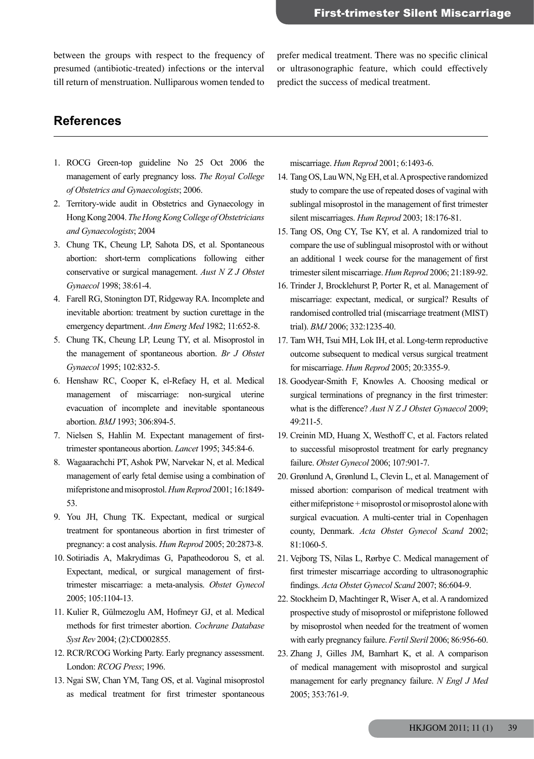between the groups with respect to the frequency of presumed (antibiotic-treated) infections or the interval till return of menstruation. Nulliparous women tended to prefer medical treatment. There was no specific clinical or ultrasonographic feature, which could effectively predict the success of medical treatment.

## References

1. ROCG Green-top guideline No 25 Oct 2006 the management of early pregnancy loss. *The Royal College of Obstetrics and Gynaecologists*; 2006.
2. Territory-wide audit in Obstetrics and Gynaecology in Hong Kong 2004. *The Hong Kong College of Obstetricians and Gynaecologists*; 2004
3. Chung TK, Cheung LP, Sahota DS, et al. Spontaneous abortion: short-term complications following either conservative or surgical management. *Aust N Z J Obstet Gynaecol* 1998; 38:61-4.
4. Farell RG, Stonington DT, Ridgeway RA. Incomplete and inevitable abortion: treatment by suction curettage in the emergency department. *Ann Emerg Med* 1982; 11:652-8.
5. Chung TK, Cheung LP, Leung TY, et al. Misoprostol in the management of spontaneous abortion. *Br J Obstet Gynaecol* 1995; 102:832-5.
6. Henshaw RC, Cooper K, el-Refaey H, et al. Medical management of miscarriage: non-surgical uterine evacuation of incomplete and inevitable spontaneous abortion. *BMJ* 1993; 306:894-5.
7. Nielsen S, Hahlin M. Expectant management of first-trimester spontaneous abortion. *Lancet* 1995; 345:84-6.
8. Wagaarachchi PT, Ashok PW, Narvekar N, et al. Medical management of early fetal demise using a combination of mifepristone and misoprostol. *Hum Reprod* 2001; 16:1849-53.
9. You JH, Chung TK. Expectant, medical or surgical treatment for spontaneous abortion in first trimester of pregnancy: a cost analysis. *Hum Reprod* 2005; 20:2873-8.
10. Sotiriadis A, Makrydimas G, Papatheodorou S, et al. Expectant, medical, or surgical management of first-trimester miscarriage: a meta-analysis. *Obstet Gynecol* 2005; 105:1104-13.
11. Kulier R, Gülmezoglu AM, Hofmeyr GJ, et al. Medical methods for first trimester abortion. *Cochrane Database Syst Rev* 2004; (2):CD002855.
12. RCR/RCOG Working Party. Early pregnancy assessment. London: *RCOG Press*; 1996.
13. Ngai SW, Chan YM, Tang OS, et al. Vaginal misoprostol as medical treatment for first trimester spontaneous miscarriage. *Hum Reprod* 2001; 6:1493-6.
14. Tang OS, Lau WN, Ng EH, et al. A prospective randomized study to compare the use of repeated doses of vaginal with sublingal misoprostol in the management of first trimester silent miscarriages. *Hum Reprod* 2003; 18:176-81.
15. Tang OS, Ong CY, Tse KY, et al. A randomized trial to compare the use of sublingual misoprostol with or without an additional 1 week course for the management of first trimester silent miscarriage. *Hum Reprod* 2006; 21:189-92.
16. Trinder J, Brocklehurst P, Porter R, et al. Management of miscarriage: expectant, medical, or surgical? Results of randomised controlled trial (miscarriage treatment (MIST) trial). *BMJ* 2006; 332:1235-40.
17. Tam WH, Tsui MH, Lok IH, et al. Long-term reproductive outcome subsequent to medical versus surgical treatment for miscarriage. *Hum Reprod* 2005; 20:3355-9.
18. Goodyear-Smith F, Knowles A. Choosing medical or surgical terminations of pregnancy in the first trimester: what is the difference? *Aust N Z J Obstet Gynaecol* 2009; 49:211-5.
19. Creinin MD, Huang X, Westhoff C, et al. Factors related to successful misoprostol treatment for early pregnancy failure. *Obstet Gynecol* 2006; 107:901-7.
20. Grønlund A, Grønlund L, Clevin L, et al. Management of missed abortion: comparison of medical treatment with either mifepristone + misoprostol or misoprostol alone with surgical evacuation. A multi-center trial in Copenhagen county, Denmark. *Acta Obstet Gynecol Scand* 2002; 81:1060-5.
21. Vejborg TS, Nilas L, Rørbye C. Medical management of first trimester miscarriage according to ultrasonographic findings. *Acta Obstet Gynecol Scand* 2007; 86:604-9.
22. Stockheim D, Machtinger R, Wiser A, et al. A randomized prospective study of misoprostol or mifepristone followed by misoprostol when needed for the treatment of women with early pregnancy failure. *Fertil Steril* 2006; 86:956-60.
23. Zhang J, Gilles JM, Barnhart K, et al. A comparison of medical management with misoprostol and surgical management for early pregnancy failure. *N Engl J Med* 2005; 353:761-9.